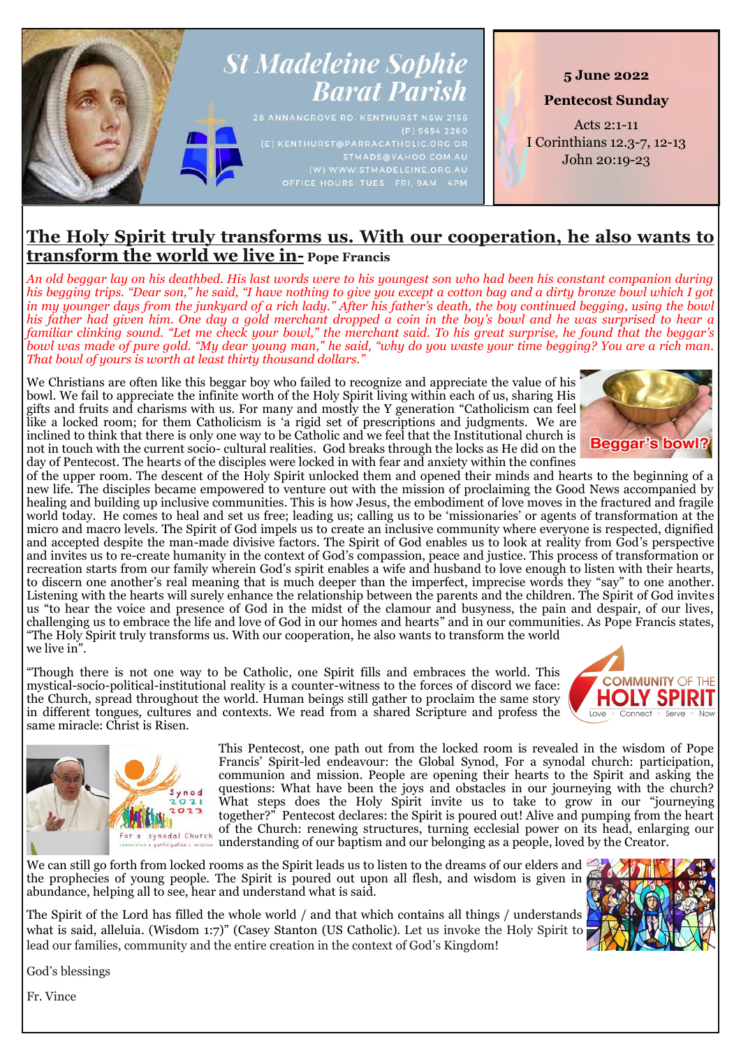# St Madeleine Sophie Barat Parish

28 ANNANGROVE RD. KENTHURST NSW 2156
(P) 9654 2260
(E) KENTHURST@PARRACATHOLIC.ORG OR STMADS@YAHOO.COM.AU
(W) WWW.STMADELEINE.ORG.AU
OFFICE HOURS: TUES - FRI, 9AM - 4PM

**5 June 2022**

**Pentecost Sunday**

Acts 2:1-11
I Corinthians 12.3-7, 12-13
John 20:19-23

## The Holy Spirit truly transforms us. With our cooperation, he also wants to transform the world we live in- Pope Francis

*An old beggar lay on his deathbed. His last words were to his youngest son who had been his constant companion during his begging trips. "Dear son," he said, "I have nothing to give you except a cotton bag and a dirty bronze bowl which I got in my younger days from the junkyard of a rich lady." After his father's death, the boy continued begging, using the bowl his father had given him. One day a gold merchant dropped a coin in the boy's bowl and he was surprised to hear a familiar clinking sound. "Let me check your bowl," the merchant said. To his great surprise, he found that the beggar's bowl was made of pure gold. "My dear young man," he said, "why do you waste your time begging? You are a rich man. That bowl of yours is worth at least thirty thousand dollars."*

Beggar's bowl?

We Christians are often like this beggar boy who failed to recognize and appreciate the value of his bowl. We fail to appreciate the infinite worth of the Holy Spirit living within each of us, sharing His gifts and fruits and charisms with us. For many and mostly the Y generation "Catholicism can feel like a locked room; for them Catholicism is 'a rigid set of prescriptions and judgments. We are inclined to think that there is only one way to be Catholic and we feel that the Institutional church is not in touch with the current socio- cultural realities. God breaks through the locks as He did on the day of Pentecost. The hearts of the disciples were locked in with fear and anxiety within the confines of the upper room. The descent of the Holy Spirit unlocked them and opened their minds and hearts to the beginning of a new life. The disciples became empowered to venture out with the mission of proclaiming the Good News accompanied by healing and building up inclusive communities. This is how Jesus, the embodiment of love moves in the fractured and fragile world today. He comes to heal and set us free; leading us; calling us to be 'missionaries' or agents of transformation at the micro and macro levels. The Spirit of God impels us to create an inclusive community where everyone is respected, dignified and accepted despite the man-made divisive factors. The Spirit of God enables us to look at reality from God's perspective and invites us to re-create humanity in the context of God's compassion, peace and justice. This process of transformation or recreation starts from our family wherein God's spirit enables a wife and husband to love enough to listen with their hearts, to discern one another's real meaning that is much deeper than the imperfect, imprecise words they "say" to one another. Listening with the hearts will surely enhance the relationship between the parents and the children. The Spirit of God invites us "to hear the voice and presence of God in the midst of the clamour and busyness, the pain and despair, of our lives, challenging us to embrace the life and love of God in our homes and hearts" and in our communities. As Pope Francis states, "The Holy Spirit truly transforms us. With our cooperation, he also wants to transform the world we live in".

"Though there is not one way to be Catholic, one Spirit fills and embraces the world. This mystical-socio-political-institutional reality is a counter-witness to the forces of discord we face: the Church, spread throughout the world. Human beings still gather to proclaim the same story in different tongues, cultures and contexts. We read from a shared Scripture and profess the same miracle: Christ is Risen.

This Pentecost, one path out from the locked room is revealed in the wisdom of Pope Francis' Spirit-led endeavour: the Global Synod, For a synodal church: participation, communion and mission. People are opening their hearts to the Spirit and asking the questions: What have been the joys and obstacles in our journeying with the church? What steps does the Holy Spirit invite us to take to grow in our "journeying together?" Pentecost declares: the Spirit is poured out! Alive and pumping from the heart of the Church: renewing structures, turning ecclesial power on its head, enlarging our understanding of our baptism and our belonging as a people, loved by the Creator.

We can still go forth from locked rooms as the Spirit leads us to listen to the dreams of our elders and the prophecies of young people. The Spirit is poured out upon all flesh, and wisdom is given in abundance, helping all to see, hear and understand what is said.

The Spirit of the Lord has filled the whole world / and that which contains all things / understands what is said, alleluia. (Wisdom 1:7)" (Casey Stanton (US Catholic). Let us invoke the Holy Spirit to lead our families, community and the entire creation in the context of God's Kingdom!

God's blessings

Fr. Vince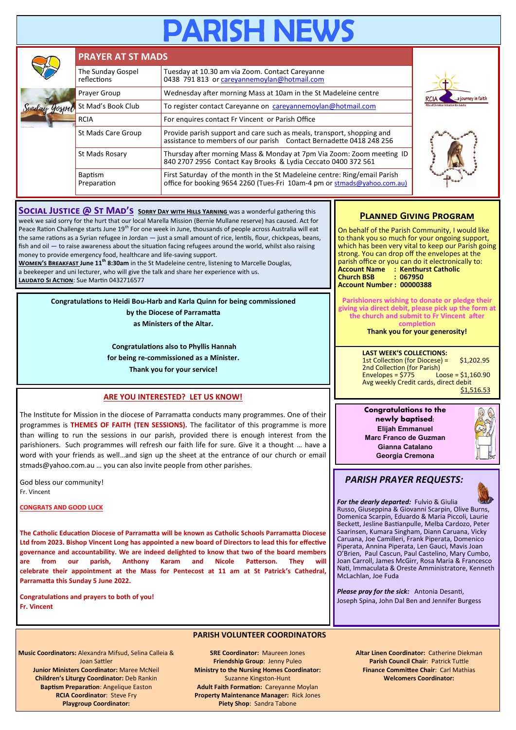# PARISH NEWS

## PRAYER AT ST MADS

| | |
|---|---|
| The Sunday Gospel reflections | Tuesday at 10.30 am via Zoom. Contact Careyanne 0438 791 813 or careyannemoylan@hotmail.com |
| Prayer Group | Wednesday after morning Mass at 10am in the St Madeleine centre |
| St Mad's Book Club | To register contact Careyanne on careyannemoylan@hotmail.com |
| RCIA | For enquires contact Fr Vincent or Parish Office |
| St Mads Care Group | Provide parish support and care such as meals, transport, shopping and assistance to members of our parish Contact Bernadette 0418 248 256 |
| St Mads Rosary | Thursday after morning Mass & Monday at 7pm Via Zoom: Zoom meeting ID 840 2707 2956 Contact Kay Brooks & Lydia Ceccato 0400 372 561 |
| Baptism Preparation | First Saturday of the month in the St Madeleine centre: Ring/email Parish office for booking 9654 2260 (Tues-Fri 10am-4 pm or stmads@yahoo.com.au) |

**SOCIAL JUSTICE @ ST MAD'S** **SORRY DAY WITH HILLS YARNING** was a wonderful gathering this week we said sorry for the hurt that our local Marella Mission (Bernie Mullane reserve) has caused. Act for Peace Ration Challenge starts June 19th For one week in June, thousands of people across Australia will eat the same rations as a Syrian refugee in Jordan — just a small amount of rice, lentils, flour, chickpeas, beans, fish and oil — to raise awareness about the situation facing refugees around the world, whilst also raising money to provide emergency food, healthcare and life-saving support.
**WOMEN'S BREAKFAST June 11th 8:30am** in the St Madeleine centre, listening to Marcelle Douglas, a beekeeper and uni lecturer, who will give the talk and share her experience with us.
**LAUDATO SI ACTION**: Sue Martin 0432716577

**Congratulations to Heidi Bou-Harb and Karla Quinn for being commissioned by the Diocese of Parramatta as Ministers of the Altar.**

**Congratulations also to Phyllis Hannah for being re-commissioned as a Minister. Thank you for your service!**

## ARE YOU INTERESTED? LET US KNOW!

The Institute for Mission in the diocese of Parramatta conducts many programmes. One of their programmes is **THEMES OF FAITH (TEN SESSIONS).** The facilitator of this programme is more than willing to run the sessions in our parish, provided there is enough interest from the parishioners. Such programmes will refresh our faith life for sure. Give it a thought … have a word with your friends as well…and sign up the sheet at the entrance of our church or email stmads@yahoo.com.au … you can also invite people from other parishes.

God bless our community!
Fr. Vincent

**CONGRATS AND GOOD LUCK**

**The Catholic Education Diocese of Parramatta will be known as Catholic Schools Parramatta Diocese Ltd from 2023. Bishop Vincent Long has appointed a new board of Directors to lead this for effective governance and accountability. We are indeed delighted to know that two of the board members are from our parish, Anthony Karam and Nicole Patterson. They will celebrate their appointment at the Mass for Pentecost at 11 am at St Patrick's Cathedral, Parramatta this Sunday 5 June 2022.**

**Congratulations and prayers to both of you!**
**Fr. Vincent**

## PLANNED GIVING PROGRAM

On behalf of the Parish Community, I would like to thank you so much for your ongoing support, which has been very vital to keep our Parish going strong. You can drop off the envelopes at the parish office or you can do it electronically to:
**Account Name : Kenthurst Catholic**
**Church BSB : 067950**
**Account Number : 00000388**

**Parishioners wishing to donate or pledge their giving via direct debit, please pick up the form at the church and submit to Fr Vincent after completion**
**Thank you for your generosity!**

**LAST WEEK'S COLLECTIONS:**
1st Collection (for Diocese) = $1,202.95
2nd Collection (for Parish)
Envelopes = $775 Loose = $1,160.90
Avg weekly Credit cards, direct debit $1,516.53

**Congratulations to the newly baptised:**
**Elijah Emmanuel**
**Marc Franco de Guzman**
**Gianna Catalano**
**Georgia Cremona**

## *PARISH PRAYER REQUESTS:*

***For the dearly departed:*** Fulvio & Giulia Russo, Giuseppina & Giovanni Scarpin, Olive Burns, Domenica Scarpin, Eduardo & Maria Piccoli, Laurie Beckett, Jesline Bastianpulle, Melba Cardozo, Peter Saarinsen, Kumara Singham, Diann Caruana, Vicky Caruana, Joe Camilleri, Frank Piperata, Domenico Piperata, Annina Piperata, Len Gauci, Mavis Joan O'Brien, Paul Cascun, Paul Castelino, Mary Cumbo, Joan Carroll, James McGirr, Rosa Maria & Francesco Nati, Immaculata & Oreste Amministratore, Kenneth McLachlan, Joe Fuda

***Please pray for the sick:*** Antonia Desanti, Joseph Spina, John Dal Ben and Jennifer Burgess

## PARISH VOLUNTEER COORDINATORS

**Music Coordinators:** Alexandra Mifsud, Selina Calleia & Joan Sattler
**Junior Ministers Coordinator:** Maree McNeil
**Children's Liturgy Coordinator:** Deb Rankin
**Baptism Preparation**: Angelique Easton
**RCIA Coordinator**: Steve Fry
**Playgroup Coordinator:**

**SRE Coordinator:** Maureen Jones
**Friendship Group**: Jenny Puleo
**Ministry to the Nursing Homes Coordinator:** Suzanne Kingston-Hunt
**Adult Faith Formation:** Careyanne Moylan
**Property Maintenance Manager:** Rick Jones
**Piety Shop**: Sandra Tabone

**Altar Linen Coordinator:** Catherine Diekman
**Parish Council Chair**: Patrick Tuttle
**Finance Committee Chair**: Carl Mathias
**Welcomers Coordinator:**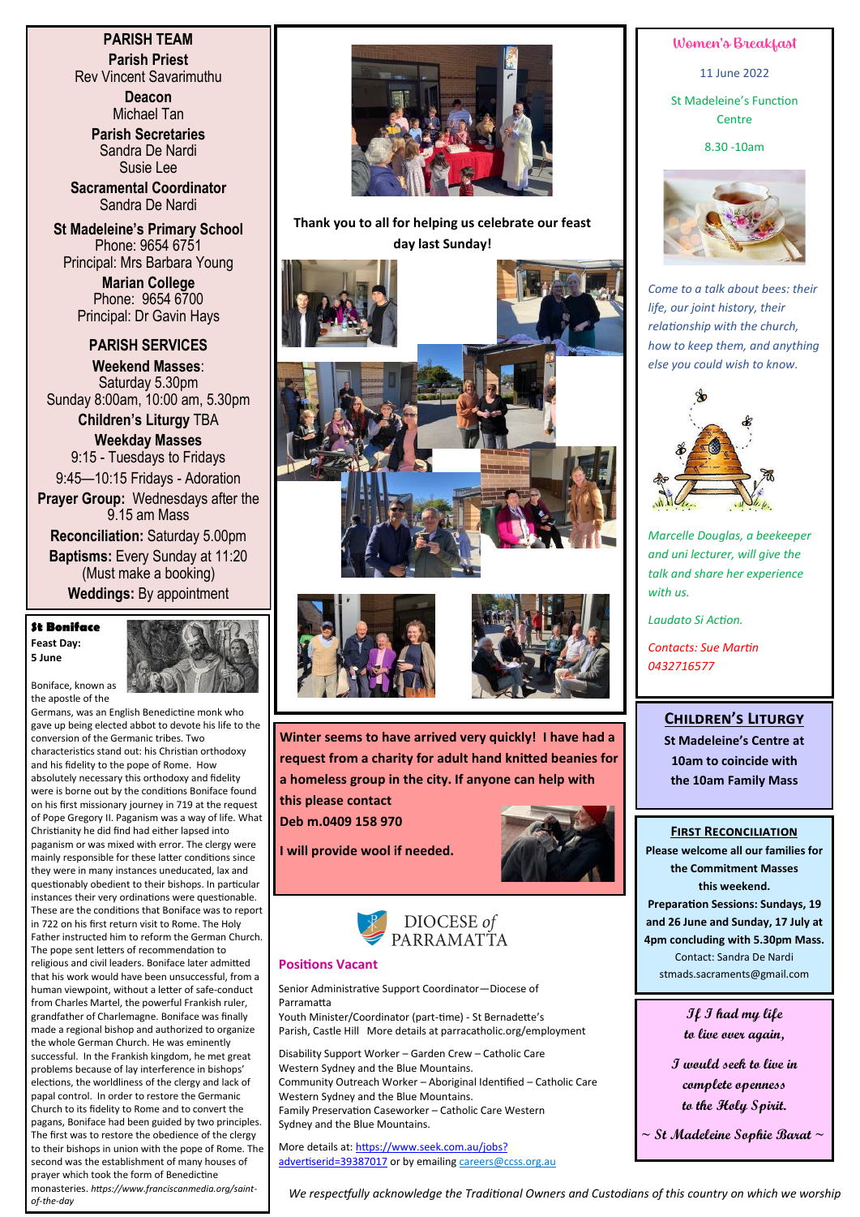## PARISH TEAM

**Parish Priest**
Rev Vincent Savarimuthu

**Deacon**
Michael Tan

**Parish Secretaries**
Sandra De Nardi
Susie Lee

**Sacramental Coordinator**
Sandra De Nardi

**St Madeleine's Primary School**
Phone: 9654 6751
Principal: Mrs Barbara Young

**Marian College**
Phone: 9654 6700
Principal: Dr Gavin Hays

## PARISH SERVICES

**Weekend Masses**:
Saturday 5.30pm
Sunday 8:00am, 10:00 am, 5.30pm

**Children's Liturgy** TBA

**Weekday Masses**
9:15 - Tuesdays to Fridays
9:45—10:15 Fridays - Adoration

**Prayer Group:** Wednesdays after the 9.15 am Mass

**Reconciliation:** Saturday 5.00pm

**Baptisms:** Every Sunday at 11:20 (Must make a booking)

**Weddings:** By appointment

### St Boniface

**Feast Day: 5 June**

Boniface, known as the apostle of the Germans, was an English Benedictine monk who gave up being elected abbot to devote his life to the conversion of the Germanic tribes. Two characteristics stand out: his Christian orthodoxy and his fidelity to the pope of Rome. How absolutely necessary this orthodoxy and fidelity were is borne out by the conditions Boniface found on his first missionary journey in 719 at the request of Pope Gregory II. Paganism was a way of life. What Christianity he did find had either lapsed into paganism or was mixed with error. The clergy were mainly responsible for these latter conditions since they were in many instances uneducated, lax and questionably obedient to their bishops. In particular instances their very ordinations were questionable. These are the conditions that Boniface was to report in 722 on his first return visit to Rome. The Holy Father instructed him to reform the German Church. The pope sent letters of recommendation to religious and civil leaders. Boniface later admitted that his work would have been unsuccessful, from a human viewpoint, without a letter of safe-conduct from Charles Martel, the powerful Frankish ruler, grandfather of Charlemagne. Boniface was finally made a regional bishop and authorized to organize the whole German Church. He was eminently successful. In the Frankish kingdom, he met great problems because of lay interference in bishops' elections, the worldliness of the clergy and lack of papal control. In order to restore the Germanic Church to its fidelity to Rome and to convert the pagans, Boniface had been guided by two principles. The first was to restore the obedience of the clergy to their bishops in union with the pope of Rome. The second was the establishment of many houses of prayer which took the form of Benedictine monasteries. *https://www.franciscanmedia.org/saint-of-the-day*

**Thank you to all for helping us celebrate our feast day last Sunday!**

**Winter seems to have arrived very quickly! I have had a request from a charity for adult hand knitted beanies for a homeless group in the city. If anyone can help with this please contact Deb m.0409 158 970**

**I will provide wool if needed.**

DIOCESE *of* PARRAMATTA

### Positions Vacant

Senior Administrative Support Coordinator—Diocese of Parramatta
Youth Minister/Coordinator (part-time) - St Bernadette's Parish, Castle Hill More details at parracatholic.org/employment

Disability Support Worker – Garden Crew – Catholic Care Western Sydney and the Blue Mountains.
Community Outreach Worker – Aboriginal Identified – Catholic Care Western Sydney and the Blue Mountains.
Family Preservation Caseworker – Catholic Care Western Sydney and the Blue Mountains.

More details at: https://www.seek.com.au/jobs?advertiserid=39387017 or by emailing careers@ccss.org.au

## Women's Breakfast

11 June 2022

St Madeleine's Function Centre

8.30 -10am

*Come to a talk about bees: their life, our joint history, their relationship with the church, how to keep them, and anything else you could wish to know.*

*Marcelle Douglas, a beekeeper and uni lecturer, will give the talk and share her experience with us.*

*Laudato Si Action.*

*Contacts: Sue Martin 0432716577*

## Children's Liturgy

**St Madeleine's Centre at 10am to coincide with the 10am Family Mass**

## First Reconciliation

**Please welcome all our families for the Commitment Masses this weekend.**
**Preparation Sessions: Sundays, 19 and 26 June and Sunday, 17 July at 4pm concluding with 5.30pm Mass.**
Contact: Sandra De Nardi
stmads.sacraments@gmail.com

*If I had my life to live over again,*

*I would seek to live in complete openness to the Holy Spirit.*

*~ St Madeleine Sophie Barat ~*

*We respectfully acknowledge the Traditional Owners and Custodians of this country on which we worship*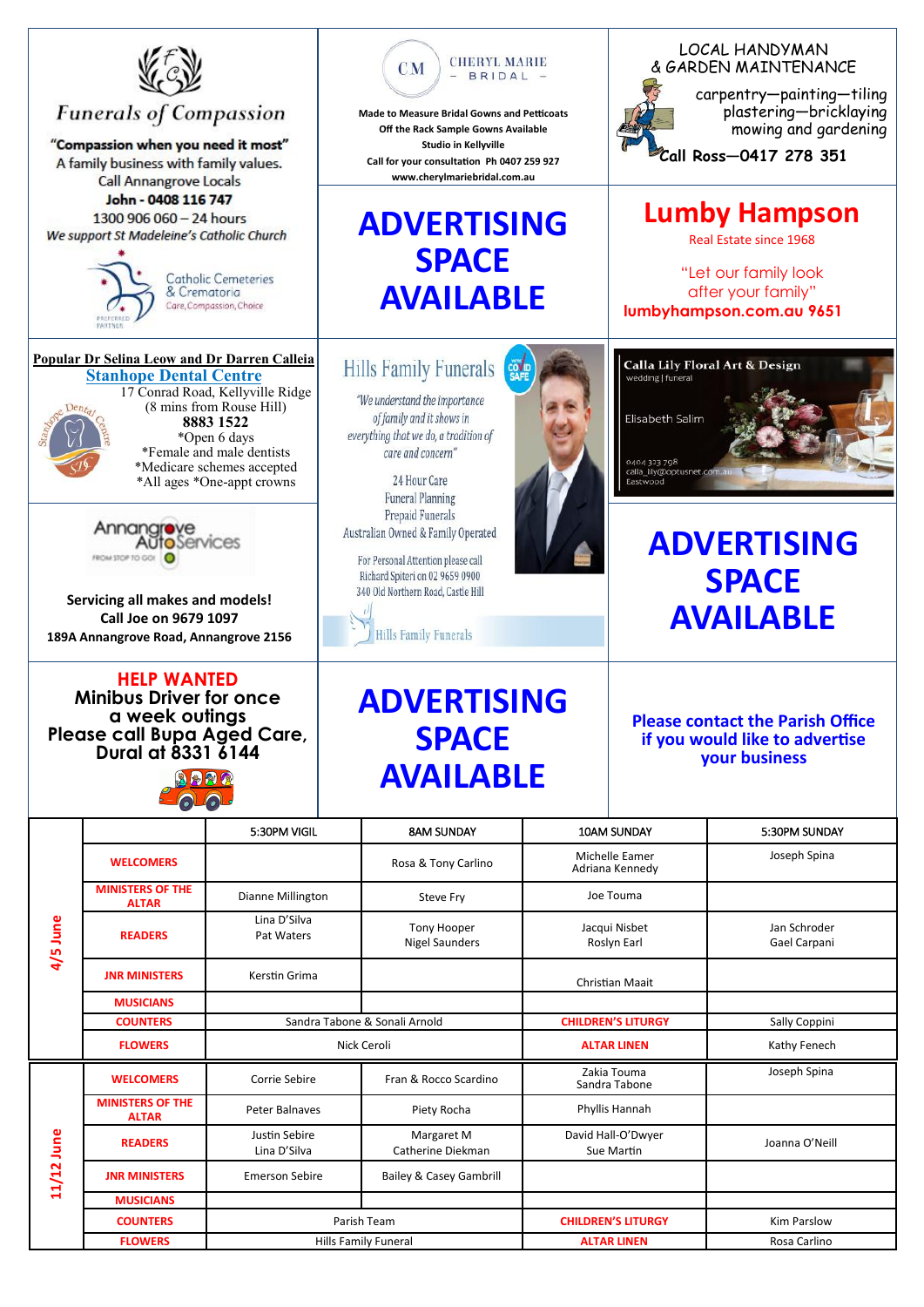**Funerals of Compassion**

**"Compassion when you need it most"**

A family business with family values.

Call Annangrove Locals

**John - 0408 116 747**

1300 906 060 – 24 hours

*We support St Madeleine's Catholic Church*

Catholic Cemeteries & Crematoria

Care, Compassion, Choice

PREFERRED PARTNER

---

CHERYL MARIE BRIDAL

**Made to Measure Bridal Gowns and Petticoats**

**Off the Rack Sample Gowns Available**

**Studio in Kellyville**

**Call for your consultation Ph 0407 259 927**

**www.cherylmariebridal.com.au**

---

LOCAL HANDYMAN & GARDEN MAINTENANCE

carpentry—painting—tiling

plastering—bricklaying

mowing and gardening

**Call Ross—0417 278 351**

---

# ADVERTISING SPACE AVAILABLE

---

## Lumby Hampson

Real Estate since 1968

"Let our family look after your family"

**lumbyhampson.com.au 9651**

---

**Popular Dr Selina Leow and Dr Darren Calleia**

**Stanhope Dental Centre**

17 Conrad Road, Kellyville Ridge

(8 mins from Rouse Hill)

**8883 1522**

*Open 6 days

*Female and male dentists

*Medicare schemes accepted

*All ages *One-appt crowns

---

**Hills Family Funerals**

COVID SAFE

*"We understand the importance of family and it shows in everything that we do, a tradition of care and concern"*

24 Hour Care

Funeral Planning

Prepaid Funerals

Australian Owned & Family Operated

For Personal Attention please call Richard Spiteri on 02 9659 0900

340 Old Northern Road, Castle Hill

Hills Family Funerals

---

**Calla Lily Floral Art & Design**

wedding | funeral

Elisabeth Salim

0404 323 798

calla_lily@optusnet.com.au

Eastwood

---

Annangrove AutoServices

FROM STOP TO GO!

**Servicing all makes and models!**

**Call Joe on 9679 1097**

**189A Annangrove Road, Annangrove 2156**

---

# ADVERTISING SPACE AVAILABLE

---

**HELP WANTED**

**Minibus Driver for once a week outings**

**Please call Bupa Aged Care, Dural at 8331 6144**

---

# ADVERTISING SPACE AVAILABLE

---

**Please contact the Parish Office if you would like to advertise your business**

---

| | | 5:30PM VIGIL | 8AM SUNDAY | 10AM SUNDAY | 5:30PM SUNDAY |
|---|---|---|---|---|---|
| **4/5 June** | **WELCOMERS** | | Rosa & Tony Carlino | Michelle Eamer<br>Adriana Kennedy | Joseph Spina |
| | **MINISTERS OF THE ALTAR** | Dianne Millington | Steve Fry | Joe Touma | |
| | **READERS** | Lina D'Silva<br>Pat Waters | Tony Hooper<br>Nigel Saunders | Jacqui Nisbet<br>Roslyn Earl | Jan Schroder<br>Gael Carpani |
| | **JNR MINISTERS** | Kerstin Grima | | Christian Maait | |
| | **MUSICIANS** | | | | |
| | **COUNTERS** | Sandra Tabone & Sonali Arnold | | **CHILDREN'S LITURGY** | Sally Coppini |
| | **FLOWERS** | Nick Ceroli | | **ALTAR LINEN** | Kathy Fenech |
| **11/12 June** | **WELCOMERS** | Corrie Sebire | Fran & Rocco Scardino | Zakia Touma<br>Sandra Tabone | Joseph Spina |
| | **MINISTERS OF THE ALTAR** | Peter Balnaves | Piety Rocha | Phyllis Hannah | |
| | **READERS** | Justin Sebire<br>Lina D'Silva | Margaret M<br>Catherine Diekman | David Hall-O'Dwyer<br>Sue Martin | Joanna O'Neill |
| | **JNR MINISTERS** | Emerson Sebire | Bailey & Casey Gambrill | | |
| | **MUSICIANS** | | | | |
| | **COUNTERS** | Parish Team | | **CHILDREN'S LITURGY** | Kim Parslow |
| | **FLOWERS** | Hills Family Funeral | | **ALTAR LINEN** | Rosa Carlino |